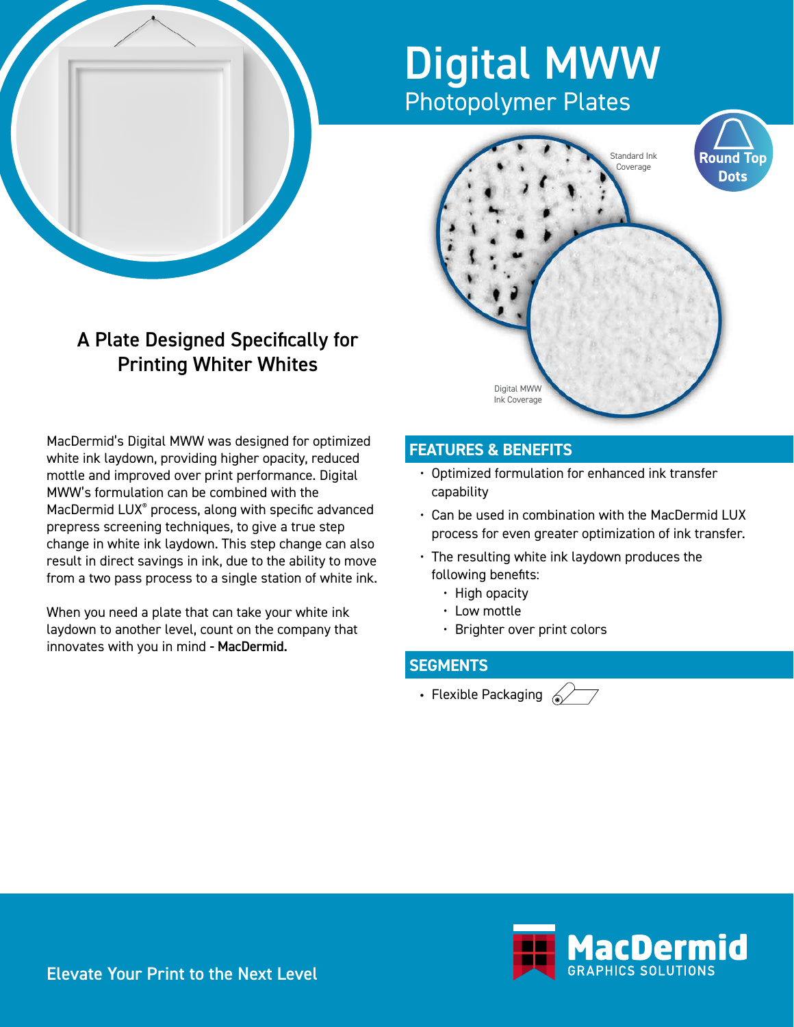# Digital MWW

## Photopolymer Plates

Round Top Dots

Standard Ink Coverage

Digital MWW Ink Coverage

## A Plate Designed Specifically for Printing Whiter Whites

MacDermid's Digital MWW was designed for optimized white ink laydown, providing higher opacity, reduced mottle and improved over print performance. Digital MWW's formulation can be combined with the MacDermid LUX® process, along with specific advanced prepress screening techniques, to give a true step change in white ink laydown. This step change can also result in direct savings in ink, due to the ability to move from a two pass process to a single station of white ink.

When you need a plate that can take your white ink laydown to another level, count on the company that innovates with you in mind - **MacDermid.**

## FEATURES & BENEFITS

- Optimized formulation for enhanced ink transfer capability
- Can be used in combination with the MacDermid LUX process for even greater optimization of ink transfer.
- The resulting white ink laydown produces the following benefits:
  - High opacity
  - Low mottle
  - Brighter over print colors

## SEGMENTS

- Flexible Packaging

Elevate Your Print to the Next Level

**MacDermid** GRAPHICS SOLUTIONS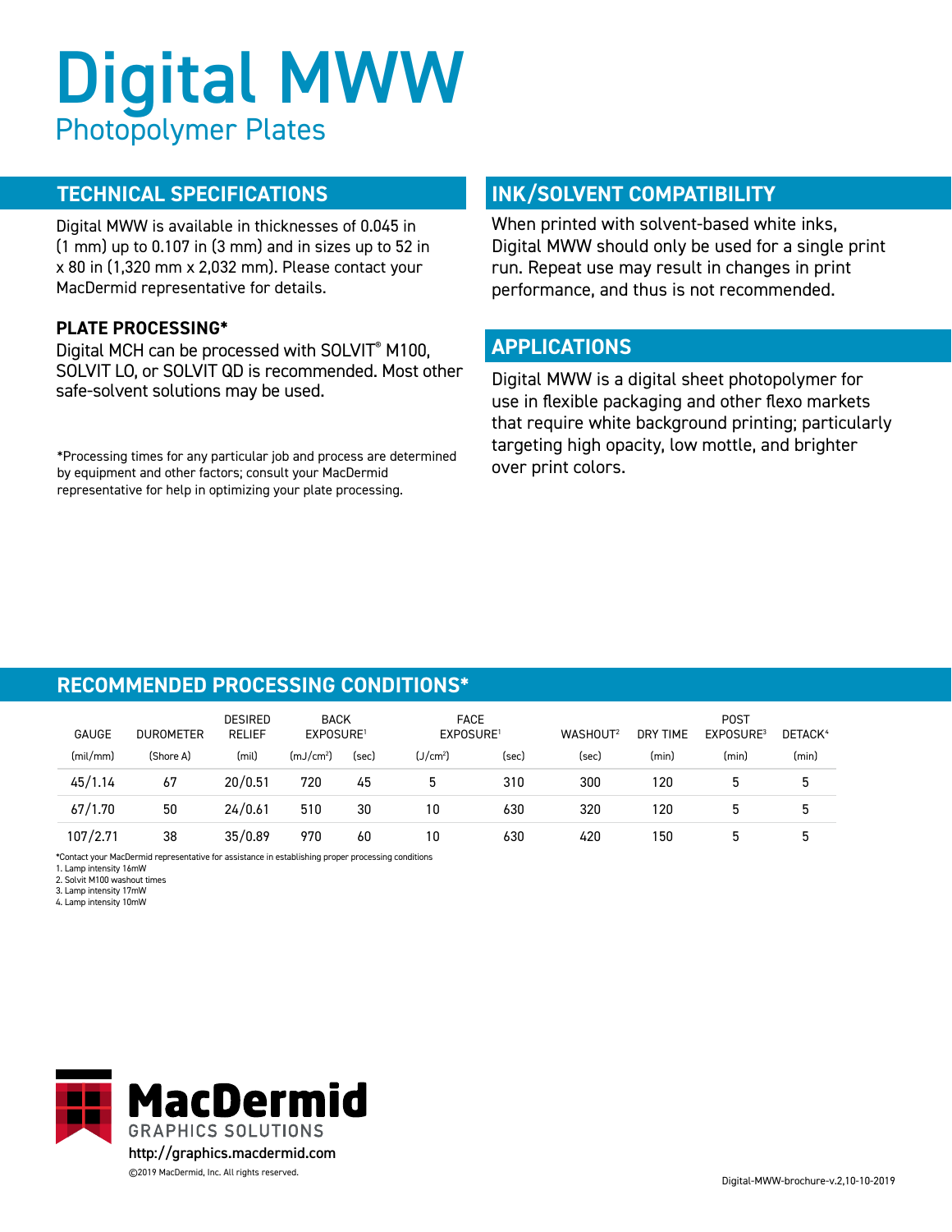# Digital MWW

## Photopolymer Plates

## TECHNICAL SPECIFICATIONS

Digital MWW is available in thicknesses of 0.045 in (1 mm) up to 0.107 in (3 mm) and in sizes up to 52 in x 80 in (1,320 mm x 2,032 mm). Please contact your MacDermid representative for details.

### PLATE PROCESSING*

Digital MCH can be processed with SOLVIT® M100, SOLVIT LO, or SOLVIT QD is recommended. Most other safe-solvent solutions may be used.

*Processing times for any particular job and process are determined by equipment and other factors; consult your MacDermid representative for help in optimizing your plate processing.

## INK/SOLVENT COMPATIBILITY

When printed with solvent-based white inks, Digital MWW should only be used for a single print run. Repeat use may result in changes in print performance, and thus is not recommended.

## APPLICATIONS

Digital MWW is a digital sheet photopolymer for use in flexible packaging and other flexo markets that require white background printing; particularly targeting high opacity, low mottle, and brighter over print colors.

## RECOMMENDED PROCESSING CONDITIONS*

| GAUGE | DUROMETER | DESIRED RELIEF | BACK EXPOSURE[1] | | FACE EXPOSURE[1] | | WASHOUT[2] | DRY TIME | POST EXPOSURE[3] | DETACK[4] |
|---|---|---|---|---|---|---|---|---|---|---|
| (mil/mm) | (Shore A) | (mil) | (mJ/cm²) | (sec) | (J/cm²) | (sec) | (sec) | (min) | (min) | (min) |
| 45/1.14 | 67 | 20/0.51 | 720 | 45 | 5 | 310 | 300 | 120 | 5 | 5 |
| 67/1.70 | 50 | 24/0.61 | 510 | 30 | 10 | 630 | 320 | 120 | 5 | 5 |
| 107/2.71 | 38 | 35/0.89 | 970 | 60 | 10 | 630 | 420 | 150 | 5 | 5 |

*Contact your MacDermid representative for assistance in establishing proper processing conditions
1. Lamp intensity 16mW
2. Solvit M100 washout times
3. Lamp intensity 17mW
4. Lamp intensity 10mW

MacDermid GRAPHICS SOLUTIONS
http://graphics.macdermid.com
©2019 MacDermid, Inc. All rights reserved.

Digital-MWW-brochure-v.2,10-10-2019